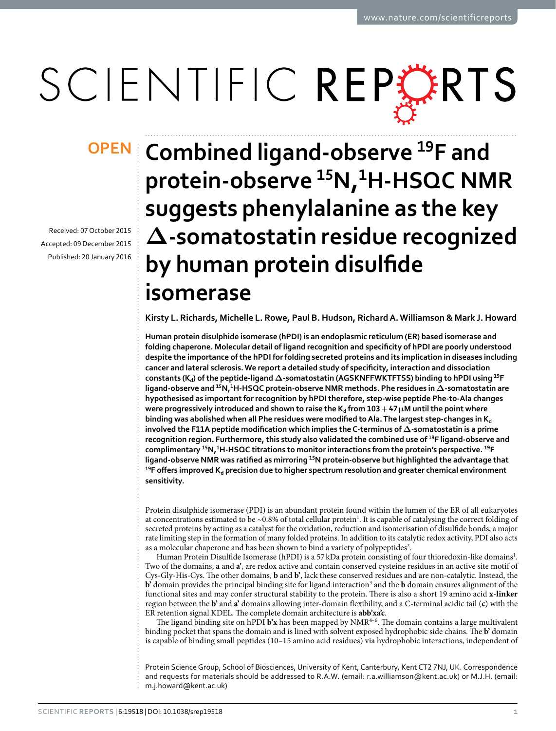# Combined ligand-observe $^{19}$F and protein-observe $^{15}$N,$^{1}$H-HSQC NMR suggests phenylalanine as the key Δ-somatostatin residue recognized by human protein disulfide isomerase

**OPEN**

Received: 07 October 2015
Accepted: 09 December 2015
Published: 20 January 2016

**Kirsty L. Richards, Michelle L. Rowe, Paul B. Hudson, Richard A. Williamson & Mark J. Howard**

**Human protein disulphide isomerase (hPDI) is an endoplasmic reticulum (ER) based isomerase and folding chaperone. Molecular detail of ligand recognition and specificity of hPDI are poorly understood despite the importance of the hPDI for folding secreted proteins and its implication in diseases including cancer and lateral sclerosis. We report a detailed study of specificity, interaction and dissociation constants ($K_d$) of the peptide-ligand Δ-somatostatin (AGSKNFFWKTFTSS) binding to hPDI using $^{19}$F ligand-observe and $^{15}$N,$^{1}$H-HSQC protein-observe NMR methods. Phe residues in Δ-somatostatin are hypothesised as important for recognition by hPDI therefore, step-wise peptide Phe-to-Ala changes were progressively introduced and shown to raise the $K_d$ from 103 + 47 μM until the point where binding was abolished when all Phe residues were modified to Ala. The largest step-changes in $K_d$ involved the F11A peptide modification which implies the C-terminus of Δ-somatostatin is a prime recognition region. Furthermore, this study also validated the combined use of $^{19}$F ligand-observe and complimentary $^{15}$N,$^{1}$H-HSQC titrations to monitor interactions from the protein's perspective. $^{19}$F ligand-observe NMR was ratified as mirroring $^{15}$N protein-observe but highlighted the advantage that $^{19}$F offers improved $K_d$ precision due to higher spectrum resolution and greater chemical environment sensitivity.**

Protein disulphide isomerase (PDI) is an abundant protein found within the lumen of the ER of all eukaryotes at concentrations estimated to be ~0.8% of total cellular protein[1]. It is capable of catalysing the correct folding of secreted proteins by acting as a catalyst for the oxidation, reduction and isomerisation of disulfide bonds, a major rate limiting step in the formation of many folded proteins. In addition to its catalytic redox activity, PDI also acts as a molecular chaperone and has been shown to bind a variety of polypeptides[2].

Human Protein Disulfide Isomerase (hPDI) is a 57 kDa protein consisting of four thioredoxin-like domains[1]. Two of the domains, **a** and **a'**, are redox active and contain conserved cysteine residues in an active site motif of Cys-Gly-His-Cys. The other domains, **b** and **b'**, lack these conserved residues and are non-catalytic. Instead, the **b'** domain provides the principal binding site for ligand interaction[3] and the **b** domain ensures alignment of the functional sites and may confer structural stability to the protein. There is also a short 19 amino acid **x-linker** region between the **b'** and **a'** domains allowing inter-domain flexibility, and a C-terminal acidic tail (**c**) with the ER retention signal KDEL. The complete domain architecture is **abb'xa'c**.

The ligand binding site on hPDI **b'x** has been mapped by NMR[4–6]. The domain contains a large multivalent binding pocket that spans the domain and is lined with solvent exposed hydrophobic side chains. The **b'** domain is capable of binding small peptides (10–15 amino acid residues) via hydrophobic interactions, independent of

Protein Science Group, School of Biosciences, University of Kent, Canterbury, Kent CT2 7NJ, UK. Correspondence and requests for materials should be addressed to R.A.W. (email: r.a.williamson@kent.ac.uk) or M.J.H. (email: m.j.howard@kent.ac.uk)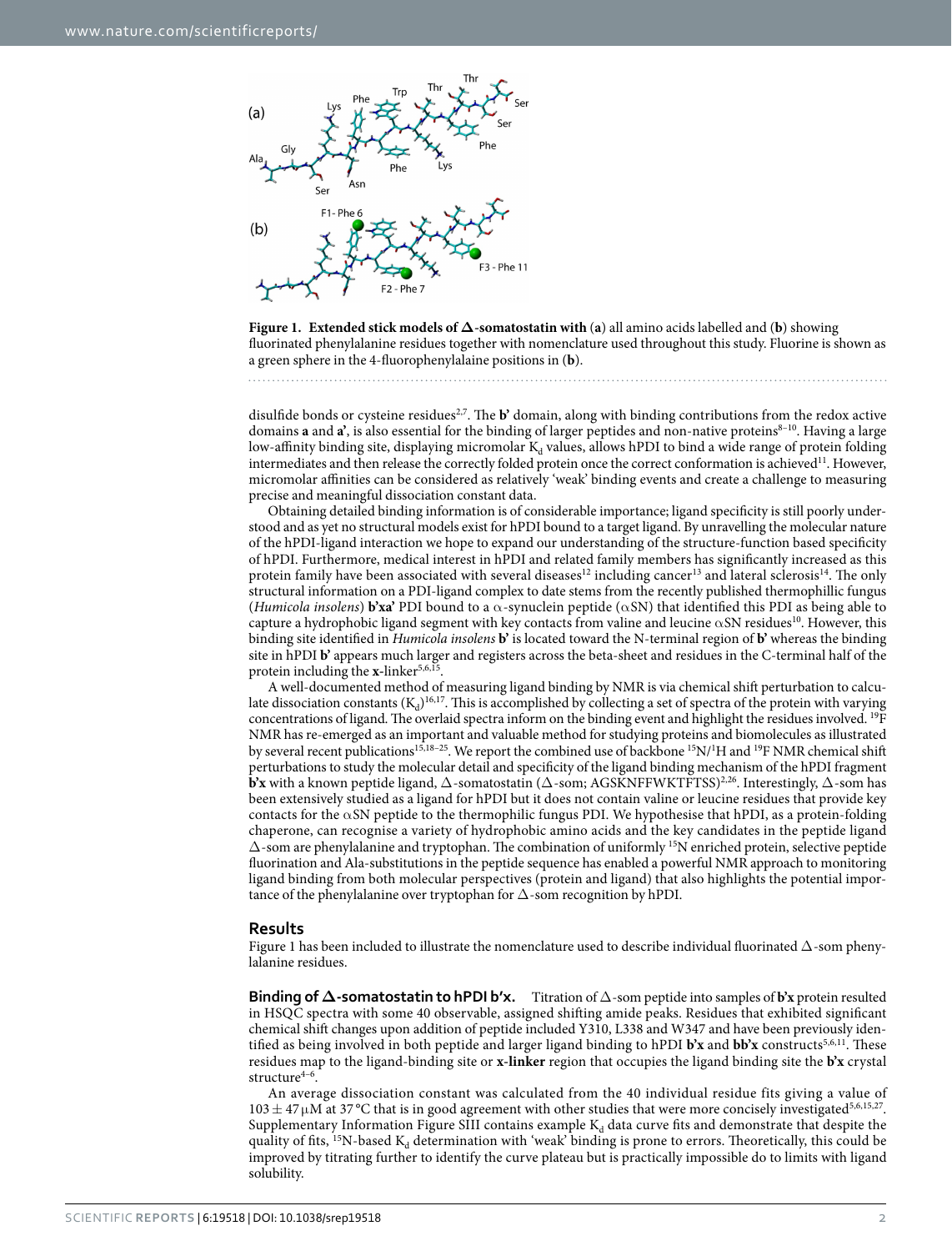**Figure 1. Extended stick models of Δ-somatostatin with (a) all amino acids labelled and (b) showing fluorinated phenylalanine residues together with nomenclature used throughout this study.** Fluorine is shown as a green sphere in the 4-fluorophenylalalaine positions in (**b**).

disulfide bonds or cysteine residues[2,7]. The **b'** domain, along with binding contributions from the redox active domains **a** and **a'**, is also essential for the binding of larger peptides and non-native proteins[8–10]. Having a large low-affinity binding site, displaying micromolar $K_d$ values, allows hPDI to bind a wide range of protein folding intermediates and then release the correctly folded protein once the correct conformation is achieved[11]. However, micromolar affinities can be considered as relatively 'weak' binding events and create a challenge to measuring precise and meaningful dissociation constant data.

Obtaining detailed binding information is of considerable importance; ligand specificity is still poorly understood and as yet no structural models exist for hPDI bound to a target ligand. By unravelling the molecular nature of the hPDI-ligand interaction we hope to expand our understanding of the structure-function based specificity of hPDI. Furthermore, medical interest in hPDI and related family members has significantly increased as this protein family have been associated with several diseases[12] including cancer[13] and lateral sclerosis[14]. The only structural information on a PDI-ligand complex to date stems from the recently published thermophillic fungus (*Humicola insolens*) **b'xa'** PDI bound to a α-synuclein peptide (αSN) that identified this PDI as being able to capture a hydrophobic ligand segment with key contacts from valine and leucine αSN residues[10]. However, this binding site identified in *Humicola insolens* **b'** is located toward the N-terminal region of **b'** whereas the binding site in hPDI **b'** appears much larger and registers across the beta-sheet and residues in the C-terminal half of the protein including the **x**-linker[5,6,15].

A well-documented method of measuring ligand binding by NMR is via chemical shift perturbation to calculate dissociation constants ($K_d$)[16,17]. This is accomplished by collecting a set of spectra of the protein with varying concentrations of ligand. The overlaid spectra inform on the binding event and highlight the residues involved. $^{19}$F NMR has re-emerged as an important and valuable method for studying proteins and biomolecules as illustrated by several recent publications[15,18–25]. We report the combined use of backbone $^{15}$N/$^{1}$H and $^{19}$F NMR chemical shift perturbations to study the molecular detail and specificity of the ligand binding mechanism of the hPDI fragment **b'x** with a known peptide ligand, Δ-somatostatin (Δ-som; AGSKNFFWKTFTSS)[2,26]. Interestingly, Δ-som has been extensively studied as a ligand for hPDI but it does not contain valine or leucine residues that provide key contacts for the αSN peptide to the thermophilic fungus PDI. We hypothesise that hPDI, as a protein-folding chaperone, can recognise a variety of hydrophobic amino acids and the key candidates in the peptide ligand Δ-som are phenylalanine and tryptophan. The combination of uniformly $^{15}$N enriched protein, selective peptide fluorination and Ala-substitutions in the peptide sequence has enabled a powerful NMR approach to monitoring ligand binding from both molecular perspectives (protein and ligand) that also highlights the potential importance of the phenylalanine over tryptophan for Δ-som recognition by hPDI.

## Results

Figure 1 has been included to illustrate the nomenclature used to describe individual fluorinated Δ-som phenylalanine residues.

**Binding of Δ-somatostatin to hPDI b'x.** Titration of Δ-som peptide into samples of **b'x** protein resulted in HSQC spectra with some 40 observable, assigned shifting amide peaks. Residues that exhibited significant chemical shift changes upon addition of peptide included Y310, L338 and W347 and have been previously identified as being involved in both peptide and larger ligand binding to hPDI **b'x** and **bb'x** constructs[5,6,11]. These residues map to the ligand-binding site or **x-linker** region that occupies the ligand binding site the **b'x** crystal structure[4–6].

An average dissociation constant was calculated from the 40 individual residue fits giving a value of $103 \pm 47\,\mu$M at 37 °C that is in good agreement with other studies that were more concisely investigated[5,6,15,27]. Supplementary Information Figure SIII contains example $K_d$ data curve fits and demonstrate that despite the quality of fits, $^{15}$N-based $K_d$ determination with 'weak' binding is prone to errors. Theoretically, this could be improved by titrating further to identify the curve plateau but is practically impossible do to limits with ligand solubility.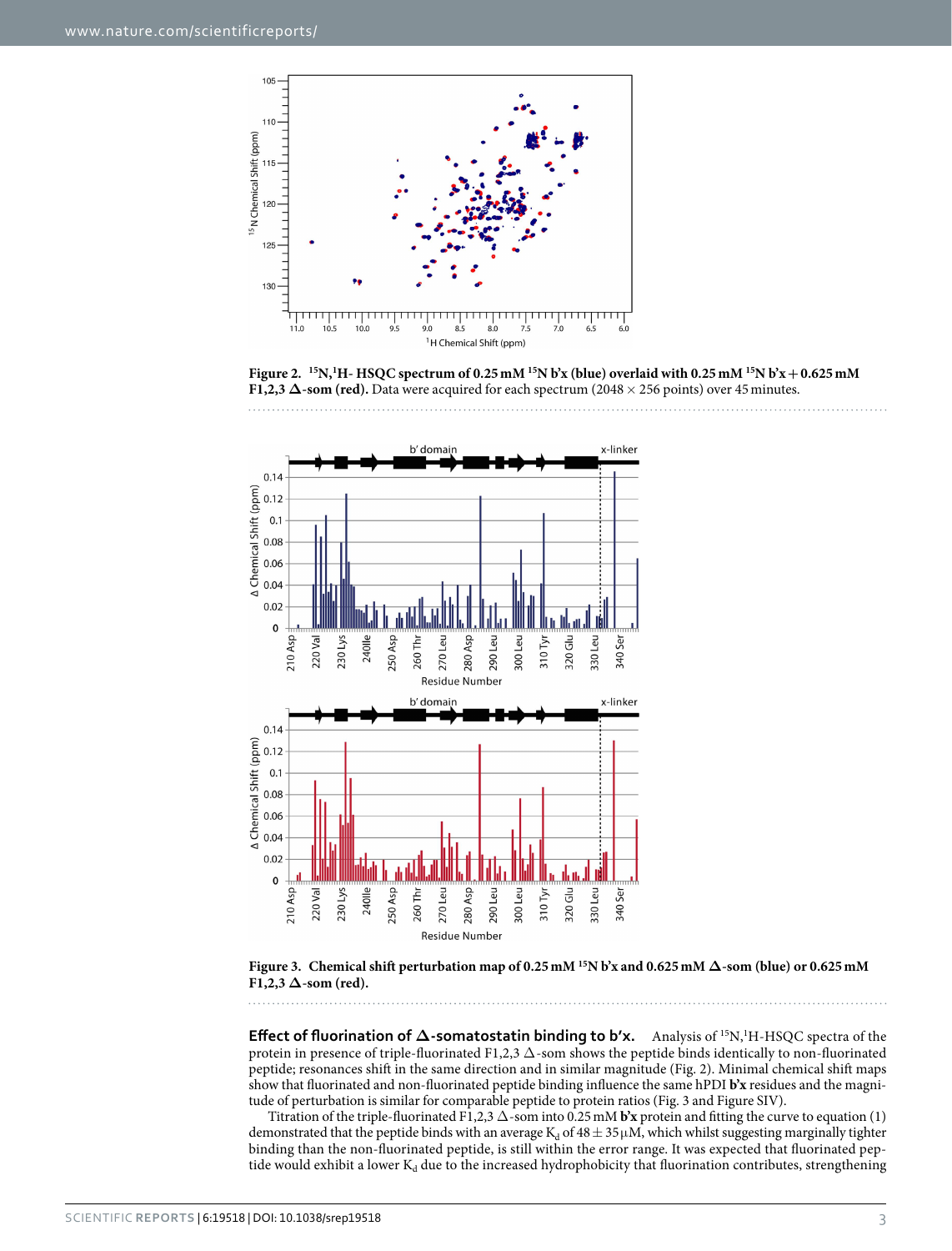**Figure 2.** $^{15}N$,$^{1}H$- HSQC spectrum of 0.25 mM $^{15}N$ b'x (blue) overlaid with 0.25 mM $^{15}N$ b'x + 0.625 mM F1,2,3 Δ-som (red). Data were acquired for each spectrum (2048 × 256 points) over 45 minutes.

**Figure 3.** Chemical shift perturbation map of 0.25 mM $^{15}N$ b'x and 0.625 mM Δ-som (blue) or 0.625 mM F1,2,3 Δ-som (red).

**Effect of fluorination of Δ-somatostatin binding to b'x.** Analysis of $^{15}N$,$^{1}H$-HSQC spectra of the protein in presence of triple-fluorinated F1,2,3 Δ-som shows the peptide binds identically to non-fluorinated peptide; resonances shift in the same direction and in similar magnitude (Fig. 2). Minimal chemical shift maps show that fluorinated and non-fluorinated peptide binding influence the same hPDI **b'x** residues and the magnitude of perturbation is similar for comparable peptide to protein ratios (Fig. 3 and Figure SIV).

Titration of the triple-fluorinated F1,2,3 Δ-som into 0.25 mM **b'x** protein and fitting the curve to equation (1) demonstrated that the peptide binds with an average $K_d$ of 48 ± 35 μM, which whilst suggesting marginally tighter binding than the non-fluorinated peptide, is still within the error range. It was expected that fluorinated peptide would exhibit a lower $K_d$ due to the increased hydrophobicity that fluorination contributes, strengthening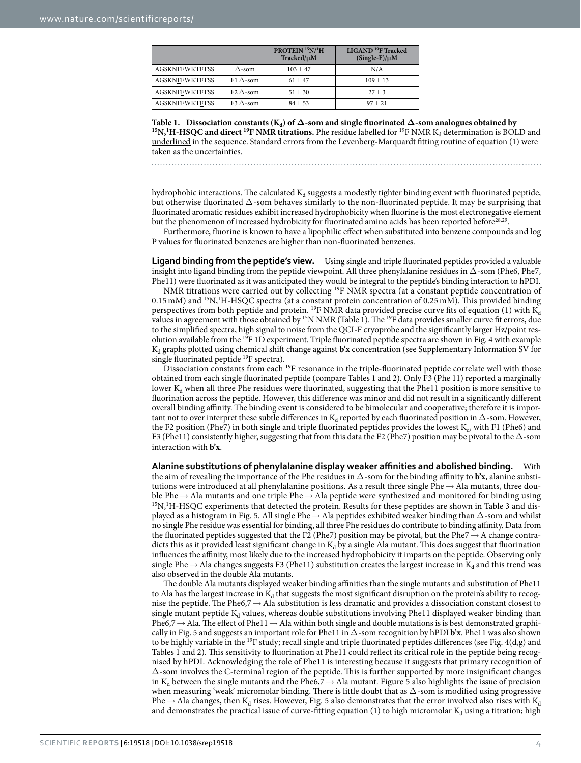| | | PROTEIN $^{15}N/^{1}H$ Tracked/μM | LIGAND $^{19}F$ Tracked (Single-F)/μM |
|---|---|---|---|
| AGSKNFFWKTFTSS | Δ-som | 103 ± 47 | N/A |
| AGSKN**F**FWKTFTSS | F1 Δ-som | 61 ± 47 | 109 ± 13 |
| AGSKNF**F**WKTFTSS | F2 Δ-som | 51 ± 30 | 27 ± 3 |
| AGSKNFFWKT**F**TSS | F3 Δ-som | 84 ± 53 | 97 ± 21 |

**Table 1. Dissociation constants ($K_d$) of Δ-som and single fluorinated Δ-som analogues obtained by $^{15}N,^{1}H$-HSQC and direct $^{19}F$ NMR titrations.** Phe residue labelled for $^{19}F$ NMR $K_d$ determination is BOLD and underlined in the sequence. Standard errors from the Levenberg-Marquardt fitting routine of equation (1) were taken as the uncertainties.

hydrophobic interactions. The calculated $K_d$ suggests a modestly tighter binding event with fluorinated peptide, but otherwise fluorinated Δ-som behaves similarly to the non-fluorinated peptide. It may be surprising that fluorinated aromatic residues exhibit increased hydrophobicity when fluorine is the most electronegative element but the phenomenon of increased hydrobicity for fluorinated amino acids has been reported before[28,29].

Furthermore, fluorine is known to have a lipophilic effect when substituted into benzene compounds and log P values for fluorinated benzenes are higher than non-fluorinated benzenes.

**Ligand binding from the peptide's view.** Using single and triple fluorinated peptides provided a valuable insight into ligand binding from the peptide viewpoint. All three phenylalanine residues in Δ-som (Phe6, Phe7, Phe11) were fluorinated as it was anticipated they would be integral to the peptide's binding interaction to hPDI.

NMR titrations were carried out by collecting $^{19}F$ NMR spectra (at a constant peptide concentration of 0.15 mM) and $^{15}N,^{1}H$-HSQC spectra (at a constant protein concentration of 0.25 mM). This provided binding perspectives from both peptide and protein. $^{19}F$ NMR data provided precise curve fits of equation (1) with $K_d$ values in agreement with those obtained by $^{15}N$ NMR (Table 1). The $^{19}F$ data provides smaller curve fit errors, due to the simplified spectra, high signal to noise from the QCI-F cryoprobe and the significantly larger Hz/point resolution available from the $^{19}F$ 1D experiment. Triple fluorinated peptide spectra are shown in Fig. 4 with example $K_d$ graphs plotted using chemical shift change against **b'x** concentration (see Supplementary Information SV for single fluorinated peptide $^{19}F$ spectra).

Dissociation constants from each $^{19}F$ resonance in the triple-fluorinated peptide correlate well with those obtained from each single fluorinated peptide (compare Tables 1 and 2). Only F3 (Phe 11) reported a marginally lower $K_d$ when all three Phe residues were fluorinated, suggesting that the Phe11 position is more sensitive to fluorination across the peptide. However, this difference was minor and did not result in a significantly different overall binding affinity. The binding event is considered to be bimolecular and cooperative; therefore it is important not to over interpret these subtle differences in $K_d$ reported by each fluorinated position in Δ-som. However, the F2 position (Phe7) in both single and triple fluorinated peptides provides the lowest $K_d$, with F1 (Phe6) and F3 (Phe11) consistently higher, suggesting that from this data the F2 (Phe7) position may be pivotal to the Δ-som interaction with **b'x**.

**Alanine substitutions of phenylalanine display weaker affinities and abolished binding.** With the aim of revealing the importance of the Phe residues in Δ-som for the binding affinity to **b'x**, alanine substitutions were introduced at all phenylalanine positions. As a result three single Phe → Ala mutants, three double Phe → Ala mutants and one triple Phe → Ala peptide were synthesized and monitored for binding using $^{15}N,^{1}H$-HSQC experiments that detected the protein. Results for these peptides are shown in Table 3 and displayed as a histogram in Fig. 5. All single Phe → Ala peptides exhibited weaker binding than Δ-som and whilst no single Phe residue was essential for binding, all three Phe residues do contribute to binding affinity. Data from the fluorinated peptides suggested that the F2 (Phe7) position may be pivotal, but the Phe7 → A change contradicts this as it provided least significant change in $K_d$ by a single Ala mutant. This does suggest that fluorination influences the affinity, most likely due to the increased hydrophobicity it imparts on the peptide. Observing only single Phe → Ala changes suggests F3 (Phe11) substitution creates the largest increase in $K_d$ and this trend was also observed in the double Ala mutants.

The double Ala mutants displayed weaker binding affinities than the single mutants and substitution of Phe11 to Ala has the largest increase in $K_d$ that suggests the most significant disruption on the protein's ability to recognise the peptide. The Phe6,7 → Ala substitution is less dramatic and provides a dissociation constant closest to single mutant peptide $K_d$ values, whereas double substitutions involving Phe11 displayed weaker binding than Phe6,7 → Ala. The effect of Phe11 → Ala within both single and double mutations is is best demonstrated graphically in Fig. 5 and suggests an important role for Phe11 in Δ-som recognition by hPDI **b'x**. Phe11 was also shown to be highly variable in the $^{19}F$ study; recall single and triple fluorinated peptides differences (see Fig. 4(d,g) and Tables 1 and 2). This sensitivity to fluorination at Phe11 could reflect its critical role in the peptide being recognised by hPDI. Acknowledging the role of Phe11 is interesting because it suggests that primary recognition of Δ-som involves the C-terminal region of the peptide. This is further supported by more insignificant changes in $K_d$ between the single mutants and the Phe6,7 → Ala mutant. Figure 5 also highlights the issue of precision when measuring 'weak' micromolar binding. There is little doubt that as Δ-som is modified using progressive Phe → Ala changes, then $K_d$ rises. However, Fig. 5 also demonstrates that the error involved also rises with $K_d$ and demonstrates the practical issue of curve-fitting equation (1) to high micromolar $K_d$ using a titration; high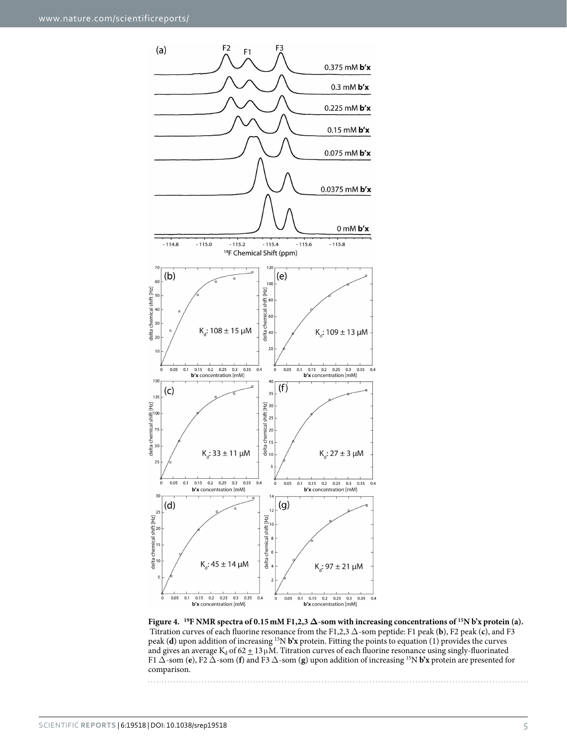**Figure 4. $^{19}$F NMR spectra of 0.15 mM F1,2,3 Δ-som with increasing concentrations of $^{15}$N b'x protein (a).** Titration curves of each fluorine resonance from the F1,2,3 Δ-som peptide: F1 peak (**b**), F2 peak (**c**), and F3 peak (**d**) upon addition of increasing $^{15}$N **b'x** protein. Fitting the points to equation (1) provides the curves and gives an average $K_d$ of 62 ± 13 μM. Titration curves of each fluorine resonance using singly-fluorinated F1 Δ-som (**e**), F2 Δ-som (**f**) and F3 Δ-som (**g**) upon addition of increasing $^{15}$N **b'x** protein are presented for comparison.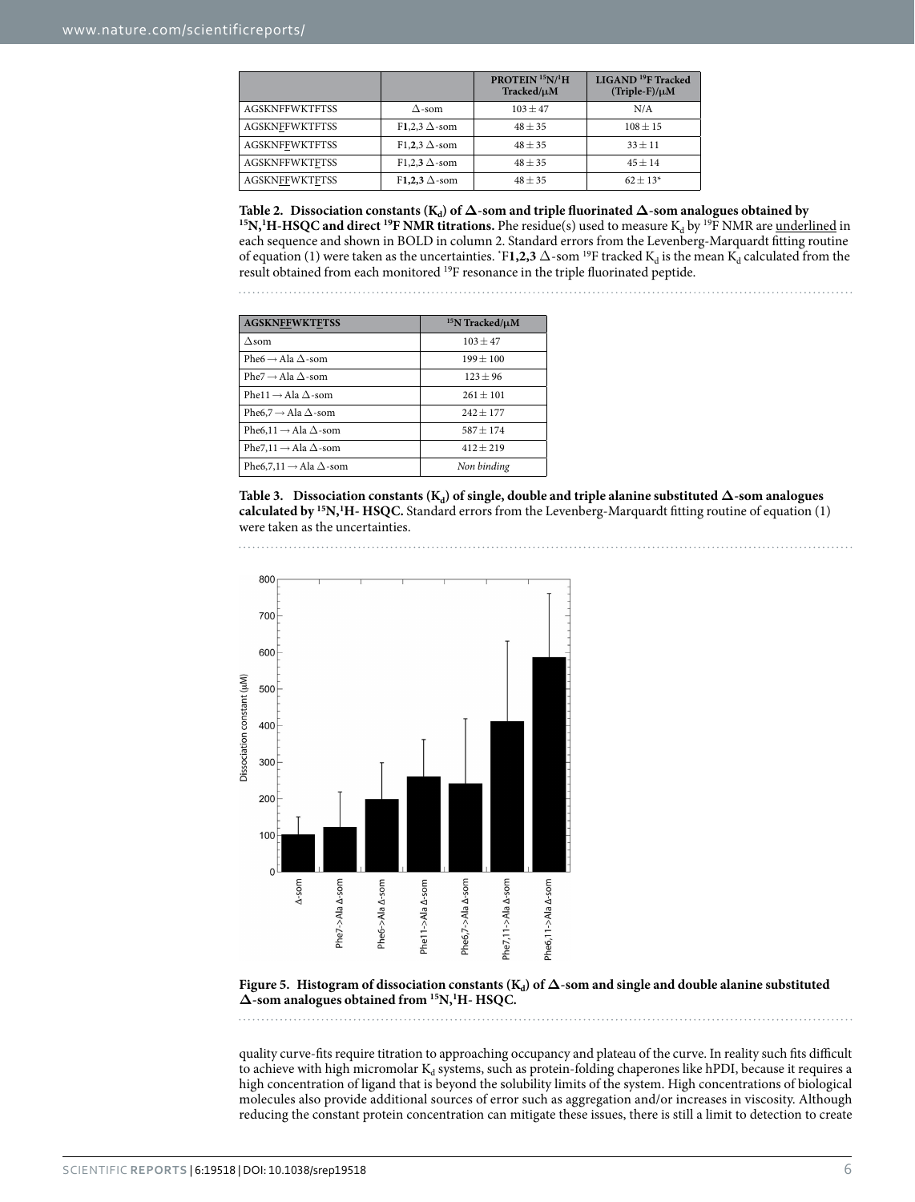| | | PROTEIN $^{15}$N/$^{1}$H Tracked/μM | LIGAND $^{19}$F Tracked (Triple-F)/μM |
|---|---|---|---|
| AGSKNFFWKTFTSS | Δ-som | 103 ± 47 | N/A |
| AGSKNFFWKTFTSS | F**1**,2,3 Δ-som | 48 ± 35 | 108 ± 15 |
| AGSKNFFWKTFTSS | F1,**2**,3 Δ-som | 48 ± 35 | 33 ± 11 |
| AGSKNFFWKTFTSS | F1,2,**3** Δ-som | 48 ± 35 | 45 ± 14 |
| AGSKNFFWKTFTSS | F**1,2,3** Δ-som | 48 ± 35 | 62 ± 13* |

**Table 2. Dissociation constants ($K_d$) of Δ-som and triple fluorinated Δ-som analogues obtained by $^{15}$N,$^{1}$H-HSQC and direct $^{19}$F NMR titrations.** Phe residue(s) used to measure $K_d$ by $^{19}$F NMR are underlined in each sequence and shown in BOLD in column 2. Standard errors from the Levenberg-Marquardt fitting routine of equation (1) were taken as the uncertainties. *F**1,2,3** Δ-som $^{19}$F tracked $K_d$ is the mean $K_d$ calculated from the result obtained from each monitored $^{19}$F resonance in the triple fluorinated peptide.

| AGSKNFFWKTFTSS | $^{15}$N Tracked/μM |
|---|---|
| Δsom | 103 ± 47 |
| Phe6 → Ala Δ-som | 199 ± 100 |
| Phe7 → Ala Δ-som | 123 ± 96 |
| Phe11 → Ala Δ-som | 261 ± 101 |
| Phe6,7 → Ala Δ-som | 242 ± 177 |
| Phe6,11 → Ala Δ-som | 587 ± 174 |
| Phe7,11 → Ala Δ-som | 412 ± 219 |
| Phe6,7,11 → Ala Δ-som | *Non binding* |

**Table 3. Dissociation constants ($K_d$) of single, double and triple alanine substituted Δ-som analogues calculated by $^{15}$N,$^{1}$H- HSQC.** Standard errors from the Levenberg-Marquardt fitting routine of equation (1) were taken as the uncertainties.

**Figure 5. Histogram of dissociation constants ($K_d$) of Δ-som and single and double alanine substituted Δ-som analogues obtained from $^{15}$N,$^{1}$H- HSQC.**

quality curve-fits require titration to approaching occupancy and plateau of the curve. In reality such fits difficult to achieve with high micromolar $K_d$ systems, such as protein-folding chaperones like hPDI, because it requires a high concentration of ligand that is beyond the solubility limits of the system. High concentrations of biological molecules also provide additional sources of error such as aggregation and/or increases in viscosity. Although reducing the constant protein concentration can mitigate these issues, there is still a limit to detection to create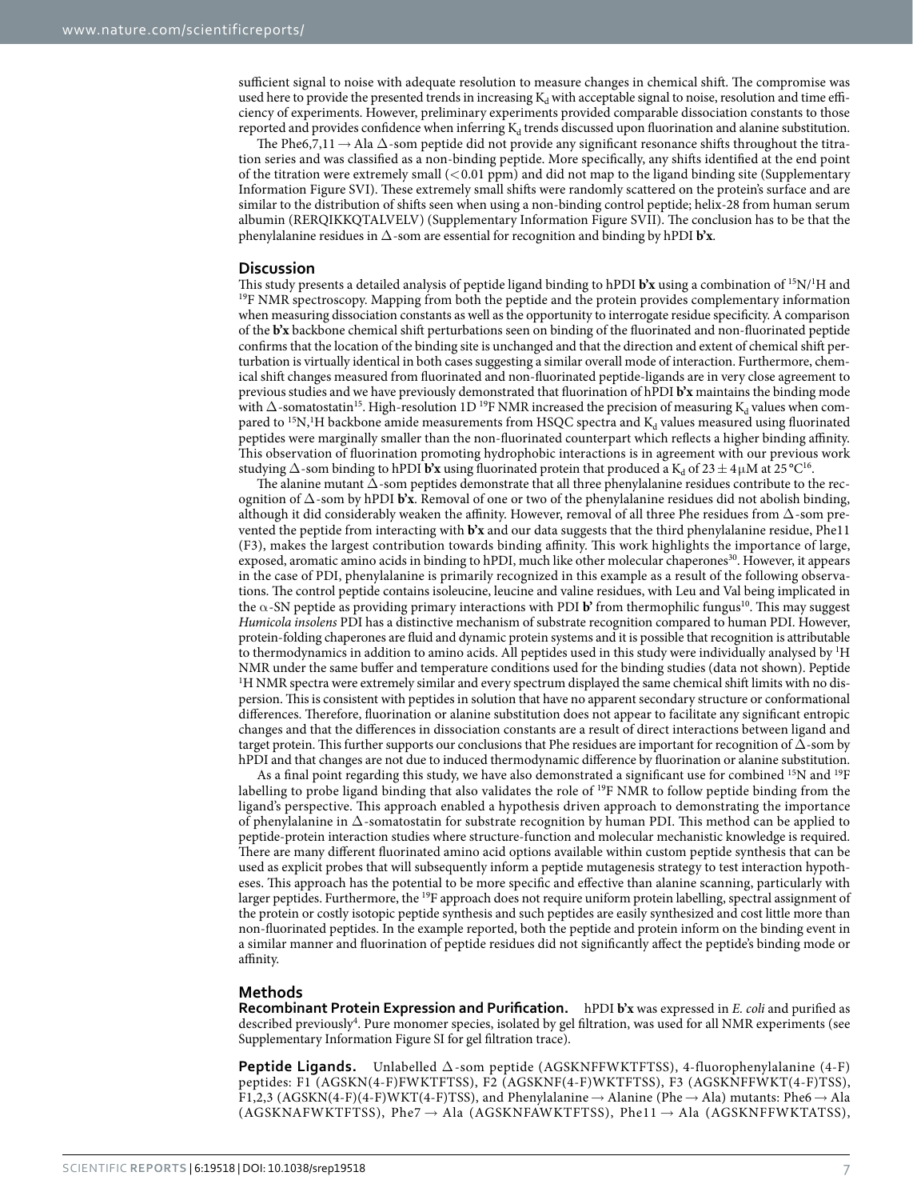sufficient signal to noise with adequate resolution to measure changes in chemical shift. The compromise was used here to provide the presented trends in increasing $K_d$ with acceptable signal to noise, resolution and time efficiency of experiments. However, preliminary experiments provided comparable dissociation constants to those reported and provides confidence when inferring $K_d$ trends discussed upon fluorination and alanine substitution.

The Phe6,7,11 → Ala Δ-som peptide did not provide any significant resonance shifts throughout the titration series and was classified as a non-binding peptide. More specifically, any shifts identified at the end point of the titration were extremely small (<0.01 ppm) and did not map to the ligand binding site (Supplementary Information Figure SVI). These extremely small shifts were randomly scattered on the protein's surface and are similar to the distribution of shifts seen when using a non-binding control peptide; helix-28 from human serum albumin (RERQIKKQTALVELV) (Supplementary Information Figure SVII). The conclusion has to be that the phenylalanine residues in Δ-som are essential for recognition and binding by hPDI **b'x**.

## Discussion

This study presents a detailed analysis of peptide ligand binding to hPDI **b'x** using a combination of $^{15}$N/$^{1}$H and $^{19}$F NMR spectroscopy. Mapping from both the peptide and the protein provides complementary information when measuring dissociation constants as well as the opportunity to interrogate residue specificity. A comparison of the **b'x** backbone chemical shift perturbations seen on binding of the fluorinated and non-fluorinated peptide confirms that the location of the binding site is unchanged and that the direction and extent of chemical shift perturbation is virtually identical in both cases suggesting a similar overall mode of interaction. Furthermore, chemical shift changes measured from fluorinated and non-fluorinated peptide-ligands are in very close agreement to previous studies and we have previously demonstrated that fluorination of hPDI **b'x** maintains the binding mode with Δ-somatostatin[15]. High-resolution 1D $^{19}$F NMR increased the precision of measuring $K_d$ values when compared to $^{15}$N,$^{1}$H backbone amide measurements from HSQC spectra and $K_d$ values measured using fluorinated peptides were marginally smaller than the non-fluorinated counterpart which reflects a higher binding affinity. This observation of fluorination promoting hydrophobic interactions is in agreement with our previous work studying Δ-som binding to hPDI **b'x** using fluorinated protein that produced a $K_d$ of 23 ± 4 μM at 25 °C[16].

The alanine mutant Δ-som peptides demonstrate that all three phenylalanine residues contribute to the recognition of Δ-som by hPDI **b'x**. Removal of one or two of the phenylalanine residues did not abolish binding, although it did considerably weaken the affinity. However, removal of all three Phe residues from Δ-som prevented the peptide from interacting with **b'x** and our data suggests that the third phenylalanine residue, Phe11 (F3), makes the largest contribution towards binding affinity. This work highlights the importance of large, exposed, aromatic amino acids in binding to hPDI, much like other molecular chaperones[30]. However, it appears in the case of PDI, phenylalanine is primarily recognized in this example as a result of the following observations. The control peptide contains isoleucine, leucine and valine residues, with Leu and Val being implicated in the α-SN peptide as providing primary interactions with PDI **b'** from thermophilic fungus[10]. This may suggest *Humicola insolens* PDI has a distinctive mechanism of substrate recognition compared to human PDI. However, protein-folding chaperones are fluid and dynamic protein systems and it is possible that recognition is attributable to thermodynamics in addition to amino acids. All peptides used in this study were individually analysed by $^{1}$H NMR under the same buffer and temperature conditions used for the binding studies (data not shown). Peptide $^{1}$H NMR spectra were extremely similar and every spectrum displayed the same chemical shift limits with no dispersion. This is consistent with peptides in solution that have no apparent secondary structure or conformational differences. Therefore, fluorination or alanine substitution does not appear to facilitate any significant entropic changes and that the differences in dissociation constants are a result of direct interactions between ligand and target protein. This further supports our conclusions that Phe residues are important for recognition of Δ-som by hPDI and that changes are not due to induced thermodynamic difference by fluorination or alanine substitution.

As a final point regarding this study, we have also demonstrated a significant use for combined $^{15}$N and $^{19}$F labelling to probe ligand binding that also validates the role of $^{19}$F NMR to follow peptide binding from the ligand's perspective. This approach enabled a hypothesis driven approach to demonstrating the importance of phenylalanine in Δ-somatostatin for substrate recognition by human PDI. This method can be applied to peptide-protein interaction studies where structure-function and molecular mechanistic knowledge is required. There are many different fluorinated amino acid options available within custom peptide synthesis that can be used as explicit probes that will subsequently inform a peptide mutagenesis strategy to test interaction hypotheses. This approach has the potential to be more specific and effective than alanine scanning, particularly with larger peptides. Furthermore, the $^{19}$F approach does not require uniform protein labelling, spectral assignment of the protein or costly isotopic peptide synthesis and such peptides are easily synthesized and cost little more than non-fluorinated peptides. In the example reported, both the peptide and protein inform on the binding event in a similar manner and fluorination of peptide residues did not significantly affect the peptide's binding mode or affinity.

## Methods

**Recombinant Protein Expression and Purification.** hPDI **b'x** was expressed in *E. coli* and purified as described previously[4]. Pure monomer species, isolated by gel filtration, was used for all NMR experiments (see Supplementary Information Figure SI for gel filtration trace).

**Peptide Ligands.** Unlabelled Δ-som peptide (AGSKNFFWKTFTSS), 4-fluorophenylalanine (4-F) peptides: F1 (AGSKN(4-F)FWKTFTSS), F2 (AGSKNF(4-F)WKTFTSS), F3 (AGSKNFFWKT(4-F)TSS), F1,2,3 (AGSKN(4-F)(4-F)WKT(4-F)TSS), and Phenylalanine → Alanine (Phe → Ala) mutants: Phe6 → Ala (AGSKNAFWKTFTSS), Phe7 → Ala (AGSKNFAWKTFTSS), Phe11 → Ala (AGSKNFFWKTATSS),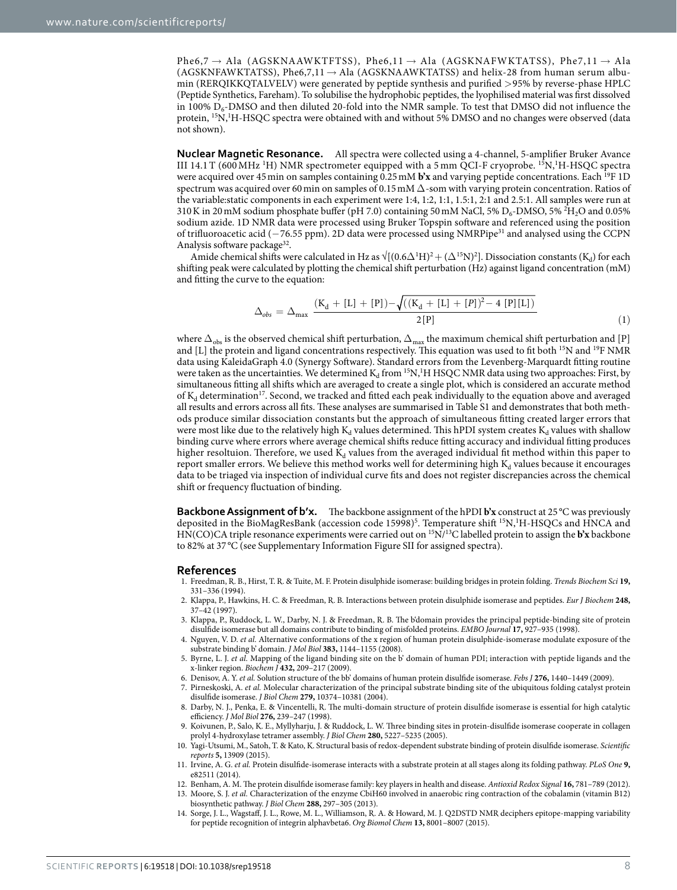Phe6,7 → Ala (AGSKNAAWKTFTSS), Phe6,11 → Ala (AGSKNAFWKTATSS), Phe7,11 → Ala (AGSKNFAWKTATSS), Phe6,7,11 → Ala (AGSKNAAWKTATSS) and helix-28 from human serum albumin (RERQIKKQTALVELV) were generated by peptide synthesis and purified >95% by reverse-phase HPLC (Peptide Synthetics, Fareham). To solubilise the hydrophobic peptides, the lyophilised material was first dissolved in 100% $D_6$-DMSO and then diluted 20-fold into the NMR sample. To test that DMSO did not influence the protein, $^{15}N$,$^{1}H$-HSQC spectra were obtained with and without 5% DMSO and no changes were observed (data not shown).

**Nuclear Magnetic Resonance.** All spectra were collected using a 4-channel, 5-amplifier Bruker Avance III 14.1 T (600 MHz $^{1}H$) NMR spectrometer equipped with a 5 mm QCI-F cryoprobe. $^{15}N$,$^{1}H$-HSQC spectra were acquired over 45 min on samples containing 0.25 mM **b'x** and varying peptide concentrations. Each $^{19}F$ 1D spectrum was acquired over 60 min on samples of 0.15 mM Δ-som with varying protein concentration. Ratios of the variable:static components in each experiment were 1:4, 1:2, 1:1, 1.5:1, 2:1 and 2.5:1. All samples were run at 310 K in 20 mM sodium phosphate buffer (pH 7.0) containing 50 mM NaCl, 5% $D_6$-DMSO, 5% $^{2}H_2O$ and 0.05% sodium azide. 1D NMR data were processed using Bruker Topspin software and referenced using the position of trifluoroacetic acid (−76.55 ppm). 2D data were processed using NMRPipe[31] and analysed using the CCPN Analysis software package[32].

Amide chemical shifts were calculated in Hz as $\sqrt{[(0.6\Delta^{1}H)^2 + (\Delta^{15}N)^2]}$. Dissociation constants ($K_d$) for each shifting peak were calculated by plotting the chemical shift perturbation (Hz) against ligand concentration (mM) and fitting the curve to the equation:

$$\Delta_{obs} = \Delta_{\max}\ \frac{(K_d + [L] + [P]) - \sqrt{((K_d + [L] + [P])^2 - 4\ [P][L])}}{2[P]} \tag{1}$$

where $\Delta_{obs}$ is the observed chemical shift perturbation, $\Delta_{max}$ the maximum chemical shift perturbation and [P] and [L] the protein and ligand concentrations respectively. This equation was used to fit both $^{15}N$ and $^{19}F$ NMR data using KaleidaGraph 4.0 (Synergy Software). Standard errors from the Levenberg-Marquardt fitting routine were taken as the uncertainties. We determined $K_d$ from $^{15}N$,$^{1}H$ HSQC NMR data using two approaches: First, by simultaneous fitting all shifts which are averaged to create a single plot, which is considered an accurate method of $K_d$ determination[17]. Second, we tracked and fitted each peak individually to the equation above and averaged all results and errors across all fits. These analyses are summarised in Table S1 and demonstrates that both methods produce similar dissociation constants but the approach of simultaneous fitting created larger errors that were most like due to the relatively high $K_d$ values determined. This hPDI system creates $K_d$ values with shallow binding curve where errors where average chemical shifts reduce fitting accuracy and individual fitting produces higher resoltuion. Therefore, we used $K_d$ values from the averaged individual fit method within this paper to report smaller errors. We believe this method works well for determining high $K_d$ values because it encourages data to be triaged via inspection of individual curve fits and does not register discrepancies across the chemical shift or frequency fluctuation of binding.

**Backbone Assignment of b'x.** The backbone assignment of the hPDI **b'x** construct at 25 °C was previously deposited in the BioMagResBank (accession code 15998)[5]. Temperature shift $^{15}N$,$^{1}H$-HSQCs and HNCA and HN(CO)CA triple resonance experiments were carried out on $^{15}N$/$^{13}C$ labelled protein to assign the **b'x** backbone to 82% at 37 °C (see Supplementary Information Figure SII for assigned spectra).

## References

1. Freedman, R. B., Hirst, T. R. & Tuite, M. F. Protein disulphide isomerase: building bridges in protein folding. *Trends Biochem Sci* **19,** 331–336 (1994).
2. Klappa, P., Hawkins, H. C. & Freedman, R. B. Interactions between protein disulphide isomerase and peptides. *Eur J Biochem* **248,** 37–42 (1997).
3. Klappa, P., Ruddock, L. W., Darby, N. J. & Freedman, R. B. The b'domain provides the principal peptide-binding site of protein disulfide isomerase but all domains contribute to binding of misfolded proteins. *EMBO Journal* **17,** 927–935 (1998).
4. Nguyen, V. D. *et al.* Alternative conformations of the x region of human protein disulphide-isomerase modulate exposure of the substrate binding b' domain. *J Mol Biol* **383,** 1144–1155 (2008).
5. Byrne, L. J. *et al.* Mapping of the ligand binding site on the b' domain of human PDI; interaction with peptide ligands and the x-linker region. *Biochem J* **432,** 209–217 (2009).
6. Denisov, A. Y. *et al.* Solution structure of the bb' domains of human protein disulfide isomerase. *Febs J* **276,** 1440–1449 (2009).
7. Pirneskoski, A. *et al.* Molecular characterization of the principal substrate binding site of the ubiquitous folding catalyst protein disulfide isomerase. *J Biol Chem* **279,** 10374–10381 (2004).
8. Darby, N. J., Penka, E. & Vincentelli, R. The multi-domain structure of protein disulfide isomerase is essential for high catalytic efficiency. *J Mol Biol* **276,** 239–247 (1998).
9. Koivunen, P., Salo, K. E., Myllyharju, J. & Ruddock, L. W. Three binding sites in protein-disulfide isomerase cooperate in collagen prolyl 4-hydroxylase tetramer assembly. *J Biol Chem* **280,** 5227–5235 (2005).
10. Yagi-Utsumi, M., Satoh, T. & Kato, K. Structural basis of redox-dependent substrate binding of protein disulfide isomerase. *Scientific reports* **5,** 13909 (2015).
11. Irvine, A. G. *et al.* Protein disulfide-isomerase interacts with a substrate protein at all stages along its folding pathway. *PLoS One* **9,** e82511 (2014).
12. Benham, A. M. The protein disulfide isomerase family: key players in health and disease. *Antioxid Redox Signal* **16,** 781–789 (2012).
13. Moore, S. J. *et al.* Characterization of the enzyme CbiH60 involved in anaerobic ring contraction of the cobalamin (vitamin B12) biosynthetic pathway. *J Biol Chem* **288,** 297–305 (2013).
14. Sorge, J. L., Wagstaff, J. L., Rowe, M. L., Williamson, R. A. & Howard, M. J. Q2DSTD NMR deciphers epitope-mapping variability for peptide recognition of integrin alphavbeta6. *Org Biomol Chem* **13,** 8001–8007 (2015).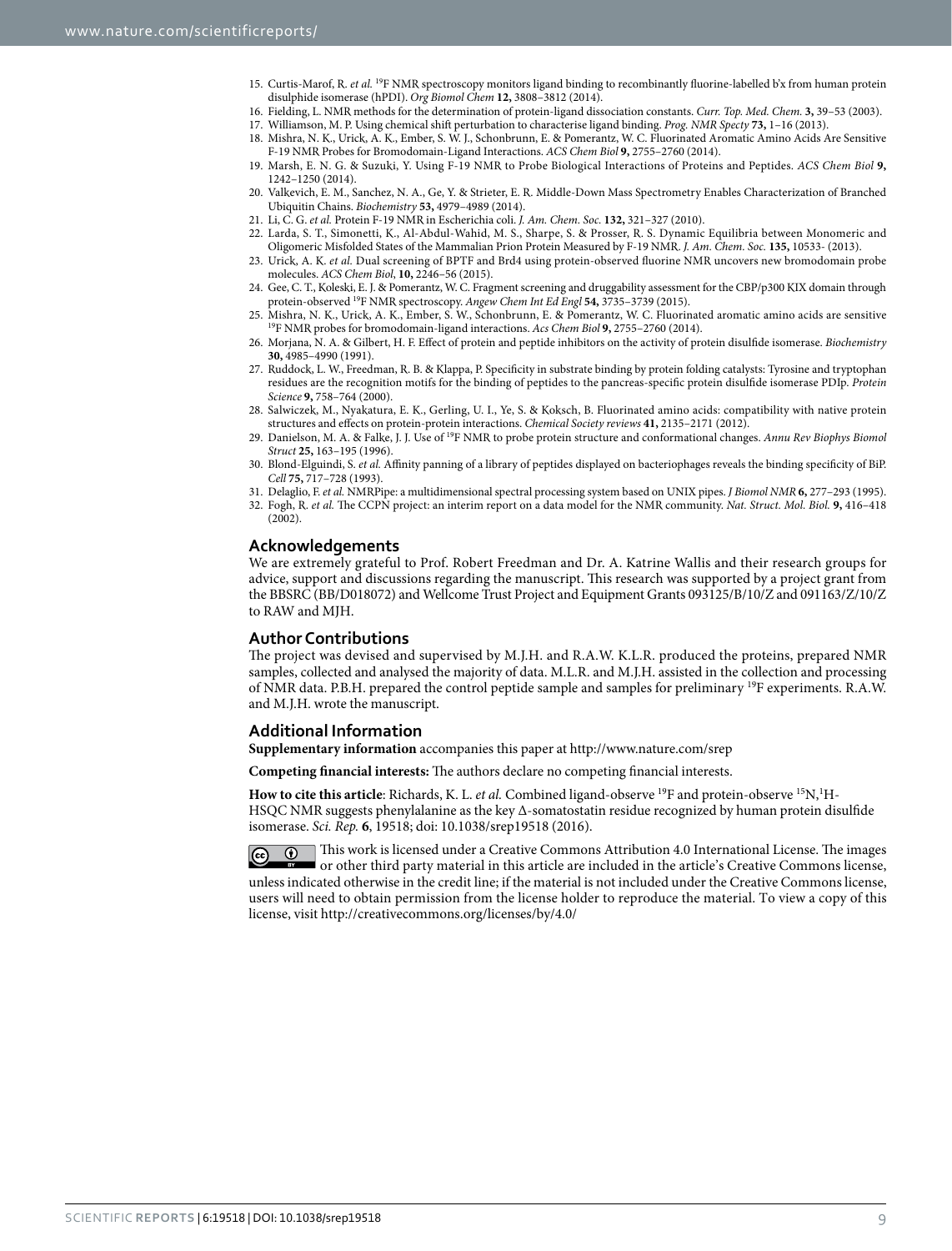15. Curtis-Marof, R. *et al.* $^{19}$F NMR spectroscopy monitors ligand binding to recombinantly fluorine-labelled b'x from human protein disulphide isomerase (hPDI). *Org Biomol Chem* **12,** 3808–3812 (2014).
16. Fielding, L. NMR methods for the determination of protein-ligand dissociation constants. *Curr. Top. Med. Chem.* **3,** 39–53 (2003).
17. Williamson, M. P. Using chemical shift perturbation to characterise ligand binding. *Prog. NMR Specty* **73,** 1–16 (2013).
18. Mishra, N. K., Urick, A. K., Ember, S. W. J., Schonbrunn, E. & Pomerantz, W. C. Fluorinated Aromatic Amino Acids Are Sensitive F-19 NMR Probes for Bromodomain-Ligand Interactions. *ACS Chem Biol* **9,** 2755–2760 (2014).
19. Marsh, E. N. G. & Suzuki, Y. Using F-19 NMR to Probe Biological Interactions of Proteins and Peptides. *ACS Chem Biol* **9,** 1242–1250 (2014).
20. Valkevich, E. M., Sanchez, N. A., Ge, Y. & Strieter, E. R. Middle-Down Mass Spectrometry Enables Characterization of Branched Ubiquitin Chains. *Biochemistry* **53,** 4979–4989 (2014).
21. Li, C. G. *et al.* Protein F-19 NMR in Escherichia coli. *J. Am. Chem. Soc.* **132,** 321–327 (2010).
22. Larda, S. T., Simonetti, K., Al-Abdul-Wahid, M. S., Sharpe, S. & Prosser, R. S. Dynamic Equilibria between Monomeric and Oligomeric Misfolded States of the Mammalian Prion Protein Measured by F-19 NMR. *J. Am. Chem. Soc.* **135,** 10533- (2013).
23. Urick, A. K. *et al.* Dual screening of BPTF and Brd4 using protein-observed fluorine NMR uncovers new bromodomain probe molecules. *ACS Chem Biol*, **10,** 2246–56 (2015).
24. Gee, C. T., Koleski, E. J. & Pomerantz, W. C. Fragment screening and druggability assessment for the CBP/p300 KIX domain through protein-observed $^{19}$F NMR spectroscopy. *Angew Chem Int Ed Engl* **54,** 3735–3739 (2015).
25. Mishra, N. K., Urick, A. K., Ember, S. W., Schonbrunn, E. & Pomerantz, W. C. Fluorinated aromatic amino acids are sensitive $^{19}$F NMR probes for bromodomain-ligand interactions. *Acs Chem Biol* **9,** 2755–2760 (2014).
26. Morjana, N. A. & Gilbert, H. F. Effect of protein and peptide inhibitors on the activity of protein disulfide isomerase. *Biochemistry* **30,** 4985–4990 (1991).
27. Ruddock, L. W., Freedman, R. B. & Klappa, P. Specificity in substrate binding by protein folding catalysts: Tyrosine and tryptophan residues are the recognition motifs for the binding of peptides to the pancreas-specific protein disulfide isomerase PDIp. *Protein Science* **9,** 758–764 (2000).
28. Salwiczek, M., Nyakatura, E. K., Gerling, U. I., Ye, S. & Koksch, B. Fluorinated amino acids: compatibility with native protein structures and effects on protein-protein interactions. *Chemical Society reviews* **41,** 2135–2171 (2012).
29. Danielson, M. A. & Falke, J. J. Use of $^{19}$F NMR to probe protein structure and conformational changes. *Annu Rev Biophys Biomol Struct* **25,** 163–195 (1996).
30. Blond-Elguindi, S. *et al.* Affinity panning of a library of peptides displayed on bacteriophages reveals the binding specificity of BiP. *Cell* **75,** 717–728 (1993).
31. Delaglio, F. *et al.* NMRPipe: a multidimensional spectral processing system based on UNIX pipes. *J Biomol NMR* **6,** 277–293 (1995).
32. Fogh, R. *et al.* The CCPN project: an interim report on a data model for the NMR community. *Nat. Struct. Mol. Biol.* **9,** 416–418 (2002).

## Acknowledgements

We are extremely grateful to Prof. Robert Freedman and Dr. A. Katrine Wallis and their research groups for advice, support and discussions regarding the manuscript. This research was supported by a project grant from the BBSRC (BB/D018072) and Wellcome Trust Project and Equipment Grants 093125/B/10/Z and 091163/Z/10/Z to RAW and MJH.

## Author Contributions

The project was devised and supervised by M.J.H. and R.A.W. K.L.R. produced the proteins, prepared NMR samples, collected and analysed the majority of data. M.L.R. and M.J.H. assisted in the collection and processing of NMR data. P.B.H. prepared the control peptide sample and samples for preliminary $^{19}$F experiments. R.A.W. and M.J.H. wrote the manuscript.

## Additional Information

**Supplementary information** accompanies this paper at http://www.nature.com/srep

**Competing financial interests:** The authors declare no competing financial interests.

**How to cite this article**: Richards, K. L. *et al.* Combined ligand-observe $^{19}$F and protein-observe $^{15}$N,$^{1}$H-HSQC NMR suggests phenylalanine as the key Δ-somatostatin residue recognized by human protein disulfide isomerase. *Sci. Rep.* **6**, 19518; doi: 10.1038/srep19518 (2016).

This work is licensed under a Creative Commons Attribution 4.0 International License. The images or other third party material in this article are included in the article's Creative Commons license, unless indicated otherwise in the credit line; if the material is not included under the Creative Commons license, users will need to obtain permission from the license holder to reproduce the material. To view a copy of this license, visit http://creativecommons.org/licenses/by/4.0/